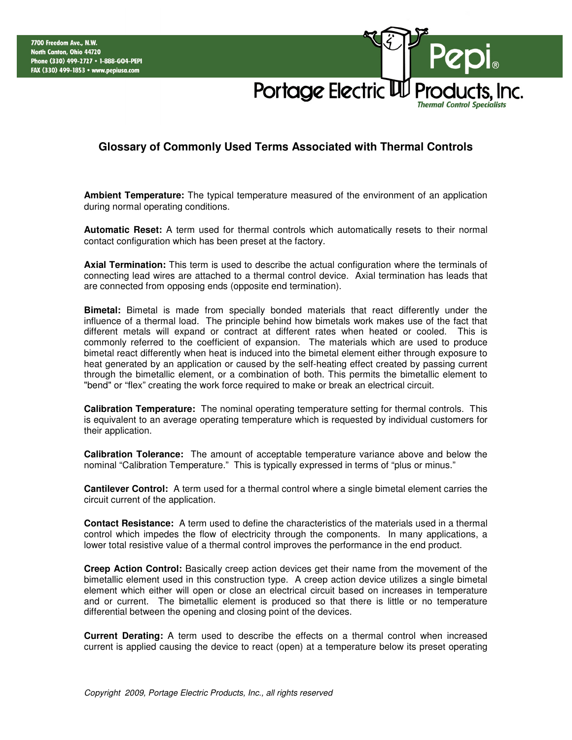7700 Freedom Ave., N.W.
North Canton, Ohio 44720
Phone (330) 499-2727 • 1-888-GO4-PEPI
FAX (330) 499-1853 • www.pepiusa.com

Pepi®
Portage Electric Products, Inc.
*Thermal Control Specialists*

## Glossary of Commonly Used Terms Associated with Thermal Controls

**Ambient Temperature:** The typical temperature measured of the environment of an application during normal operating conditions.

**Automatic Reset:** A term used for thermal controls which automatically resets to their normal contact configuration which has been preset at the factory.

**Axial Termination:** This term is used to describe the actual configuration where the terminals of connecting lead wires are attached to a thermal control device. Axial termination has leads that are connected from opposing ends (opposite end termination).

**Bimetal:** Bimetal is made from specially bonded materials that react differently under the influence of a thermal load. The principle behind how bimetals work makes use of the fact that different metals will expand or contract at different rates when heated or cooled. This is commonly referred to the coefficient of expansion. The materials which are used to produce bimetal react differently when heat is induced into the bimetal element either through exposure to heat generated by an application or caused by the self-heating effect created by passing current through the bimetallic element, or a combination of both. This permits the bimetallic element to "bend" or “flex” creating the work force required to make or break an electrical circuit.

**Calibration Temperature:** The nominal operating temperature setting for thermal controls. This is equivalent to an average operating temperature which is requested by individual customers for their application.

**Calibration Tolerance:** The amount of acceptable temperature variance above and below the nominal “Calibration Temperature.” This is typically expressed in terms of “plus or minus.”

**Cantilever Control:** A term used for a thermal control where a single bimetal element carries the circuit current of the application.

**Contact Resistance:** A term used to define the characteristics of the materials used in a thermal control which impedes the flow of electricity through the components. In many applications, a lower total resistive value of a thermal control improves the performance in the end product.

**Creep Action Control:** Basically creep action devices get their name from the movement of the bimetallic element used in this construction type. A creep action device utilizes a single bimetal element which either will open or close an electrical circuit based on increases in temperature and or current. The bimetallic element is produced so that there is little or no temperature differential between the opening and closing point of the devices.

**Current Derating:** A term used to describe the effects on a thermal control when increased current is applied causing the device to react (open) at a temperature below its preset operating

*Copyright 2009, Portage Electric Products, Inc., all rights reserved*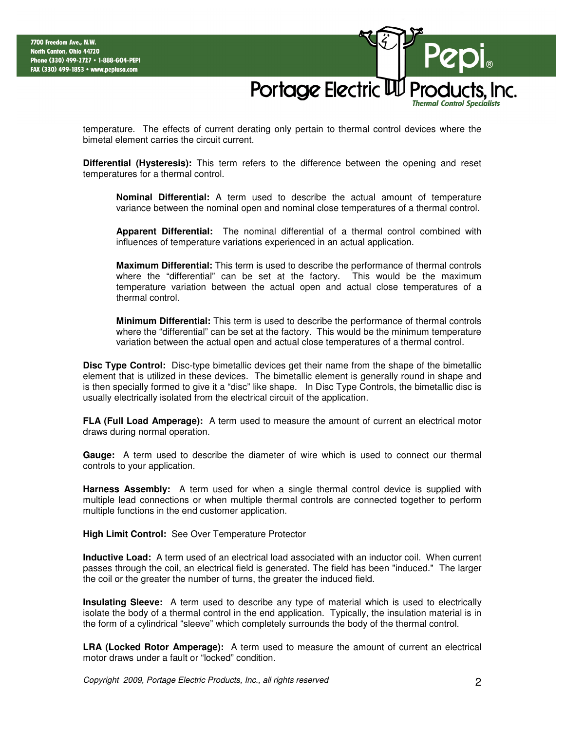temperature. The effects of current derating only pertain to thermal control devices where the bimetal element carries the circuit current.

**Differential (Hysteresis):** This term refers to the difference between the opening and reset temperatures for a thermal control.

> **Nominal Differential:** A term used to describe the actual amount of temperature variance between the nominal open and nominal close temperatures of a thermal control.
>
> **Apparent Differential:** The nominal differential of a thermal control combined with influences of temperature variations experienced in an actual application.
>
> **Maximum Differential:** This term is used to describe the performance of thermal controls where the "differential" can be set at the factory. This would be the maximum temperature variation between the actual open and actual close temperatures of a thermal control.
>
> **Minimum Differential:** This term is used to describe the performance of thermal controls where the "differential" can be set at the factory. This would be the minimum temperature variation between the actual open and actual close temperatures of a thermal control.

**Disc Type Control:** Disc-type bimetallic devices get their name from the shape of the bimetallic element that is utilized in these devices. The bimetallic element is generally round in shape and is then specially formed to give it a "disc" like shape. In Disc Type Controls, the bimetallic disc is usually electrically isolated from the electrical circuit of the application.

**FLA (Full Load Amperage):** A term used to measure the amount of current an electrical motor draws during normal operation.

**Gauge:** A term used to describe the diameter of wire which is used to connect our thermal controls to your application.

**Harness Assembly:** A term used for when a single thermal control device is supplied with multiple lead connections or when multiple thermal controls are connected together to perform multiple functions in the end customer application.

**High Limit Control:** See Over Temperature Protector

**Inductive Load:** A term used of an electrical load associated with an inductor coil. When current passes through the coil, an electrical field is generated. The field has been "induced." The larger the coil or the greater the number of turns, the greater the induced field.

**Insulating Sleeve:** A term used to describe any type of material which is used to electrically isolate the body of a thermal control in the end application. Typically, the insulation material is in the form of a cylindrical "sleeve" which completely surrounds the body of the thermal control.

**LRA (Locked Rotor Amperage):** A term used to measure the amount of current an electrical motor draws under a fault or "locked" condition.

*Copyright 2009, Portage Electric Products, Inc., all rights reserved*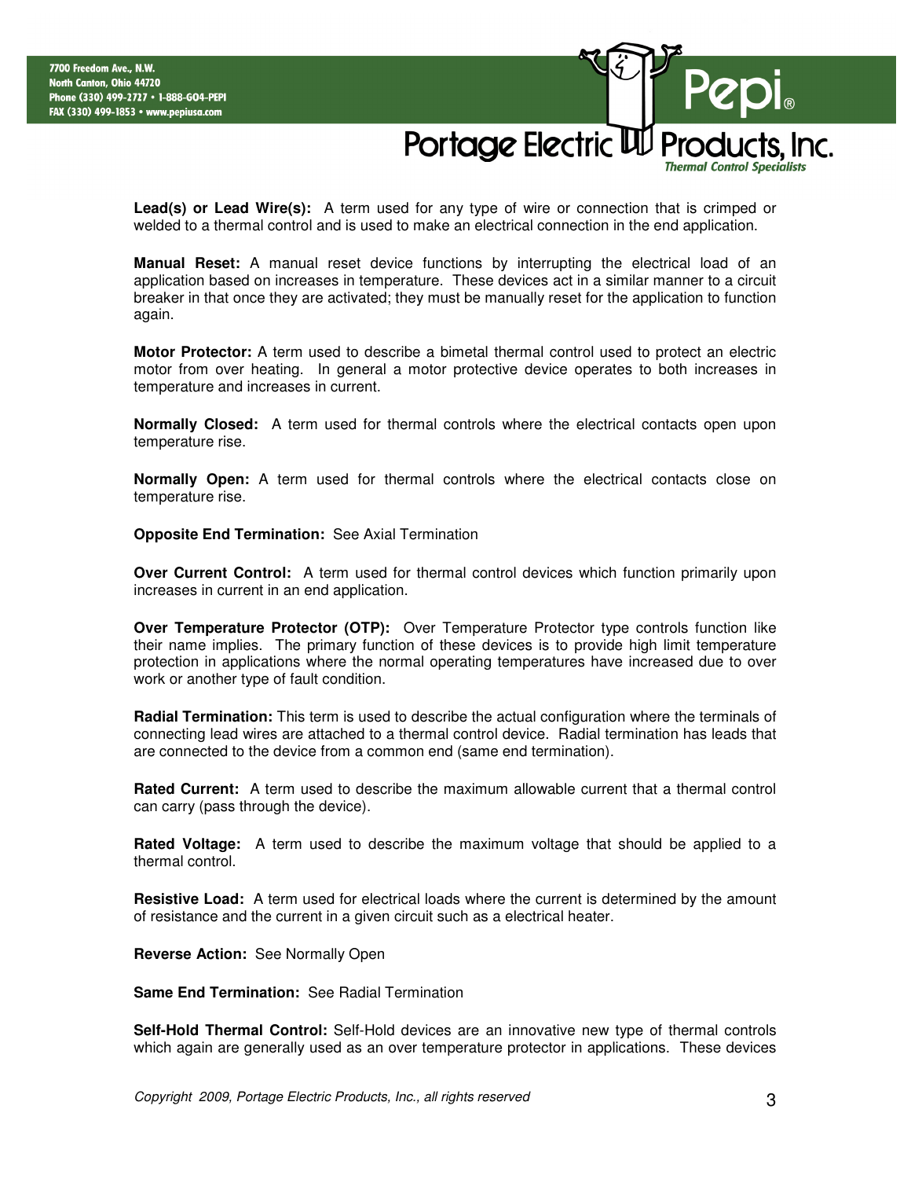**Lead(s) or Lead Wire(s):** A term used for any type of wire or connection that is crimped or welded to a thermal control and is used to make an electrical connection in the end application.

**Manual Reset:** A manual reset device functions by interrupting the electrical load of an application based on increases in temperature. These devices act in a similar manner to a circuit breaker in that once they are activated; they must be manually reset for the application to function again.

**Motor Protector:** A term used to describe a bimetal thermal control used to protect an electric motor from over heating. In general a motor protective device operates to both increases in temperature and increases in current.

**Normally Closed:** A term used for thermal controls where the electrical contacts open upon temperature rise.

**Normally Open:** A term used for thermal controls where the electrical contacts close on temperature rise.

**Opposite End Termination:** See Axial Termination

**Over Current Control:** A term used for thermal control devices which function primarily upon increases in current in an end application.

**Over Temperature Protector (OTP):** Over Temperature Protector type controls function like their name implies. The primary function of these devices is to provide high limit temperature protection in applications where the normal operating temperatures have increased due to over work or another type of fault condition.

**Radial Termination:** This term is used to describe the actual configuration where the terminals of connecting lead wires are attached to a thermal control device. Radial termination has leads that are connected to the device from a common end (same end termination).

**Rated Current:** A term used to describe the maximum allowable current that a thermal control can carry (pass through the device).

**Rated Voltage:** A term used to describe the maximum voltage that should be applied to a thermal control.

**Resistive Load:** A term used for electrical loads where the current is determined by the amount of resistance and the current in a given circuit such as a electrical heater.

**Reverse Action:** See Normally Open

**Same End Termination:** See Radial Termination

**Self-Hold Thermal Control:** Self-Hold devices are an innovative new type of thermal controls which again are generally used as an over temperature protector in applications. These devices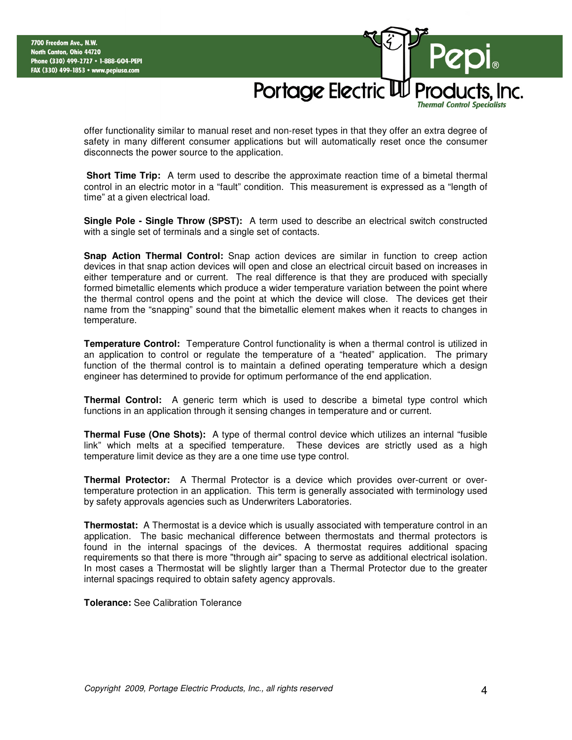offer functionality similar to manual reset and non-reset types in that they offer an extra degree of safety in many different consumer applications but will automatically reset once the consumer disconnects the power source to the application.

**Short Time Trip:** A term used to describe the approximate reaction time of a bimetal thermal control in an electric motor in a "fault" condition. This measurement is expressed as a "length of time" at a given electrical load.

**Single Pole - Single Throw (SPST):** A term used to describe an electrical switch constructed with a single set of terminals and a single set of contacts.

**Snap Action Thermal Control:** Snap action devices are similar in function to creep action devices in that snap action devices will open and close an electrical circuit based on increases in either temperature and or current. The real difference is that they are produced with specially formed bimetallic elements which produce a wider temperature variation between the point where the thermal control opens and the point at which the device will close. The devices get their name from the "snapping" sound that the bimetallic element makes when it reacts to changes in temperature.

**Temperature Control:** Temperature Control functionality is when a thermal control is utilized in an application to control or regulate the temperature of a "heated" application. The primary function of the thermal control is to maintain a defined operating temperature which a design engineer has determined to provide for optimum performance of the end application.

**Thermal Control:** A generic term which is used to describe a bimetal type control which functions in an application through it sensing changes in temperature and or current.

**Thermal Fuse (One Shots):** A type of thermal control device which utilizes an internal "fusible link" which melts at a specified temperature. These devices are strictly used as a high temperature limit device as they are a one time use type control.

**Thermal Protector:** A Thermal Protector is a device which provides over-current or over-temperature protection in an application. This term is generally associated with terminology used by safety approvals agencies such as Underwriters Laboratories.

**Thermostat:** A Thermostat is a device which is usually associated with temperature control in an application. The basic mechanical difference between thermostats and thermal protectors is found in the internal spacings of the devices. A thermostat requires additional spacing requirements so that there is more "through air" spacing to serve as additional electrical isolation. In most cases a Thermostat will be slightly larger than a Thermal Protector due to the greater internal spacings required to obtain safety agency approvals.

**Tolerance:** See Calibration Tolerance

*Copyright 2009, Portage Electric Products, Inc., all rights reserved*